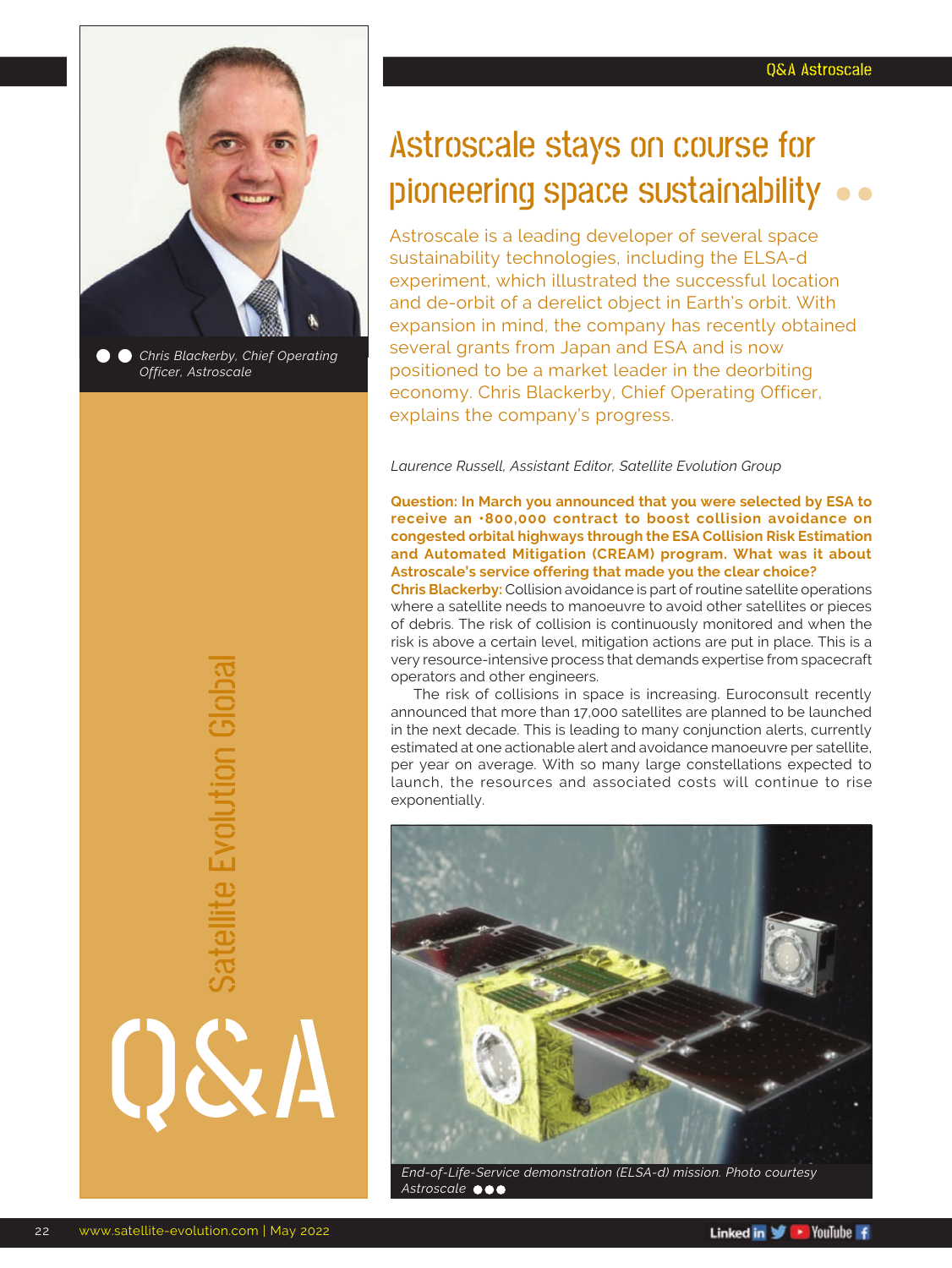# Astroscale stays on course for pioneering space sustainability

Astroscale is a leading developer of several space sustainability technologies, including the ELSA-d experiment, which illustrated the successful location and de-orbit of a derelict object in Earth's orbit. With expansion in mind, the company has recently obtained several grants from Japan and ESA and is now positioned to be a market leader in the deorbiting economy. Chris Blackerby, Chief Operating Officer, explains the company's progress.

*Chris Blackerby, Chief Operating Officer, Astroscale*

*Laurence Russell, Assistant Editor, Satellite Evolution Group*

**Question: In March you announced that you were selected by ESA to receive an €800,000 contract to boost collision avoidance on congested orbital highways through the ESA Collision Risk Estimation and Automated Mitigation (CREAM) program. What was it about Astroscale's service offering that made you the clear choice?**

**Chris Blackerby:** Collision avoidance is part of routine satellite operations where a satellite needs to manoeuvre to avoid other satellites or pieces of debris. The risk of collision is continuously monitored and when the risk is above a certain level, mitigation actions are put in place. This is a very resource-intensive process that demands expertise from spacecraft operators and other engineers.

The risk of collisions in space is increasing. Euroconsult recently announced that more than 17,000 satellites are planned to be launched in the next decade. This is leading to many conjunction alerts, currently estimated at one actionable alert and avoidance manoeuvre per satellite, per year on average. With so many large constellations expected to launch, the resources and associated costs will continue to rise exponentially.

*End-of-Life-Service demonstration (ELSA-d) mission. Photo courtesy Astroscale*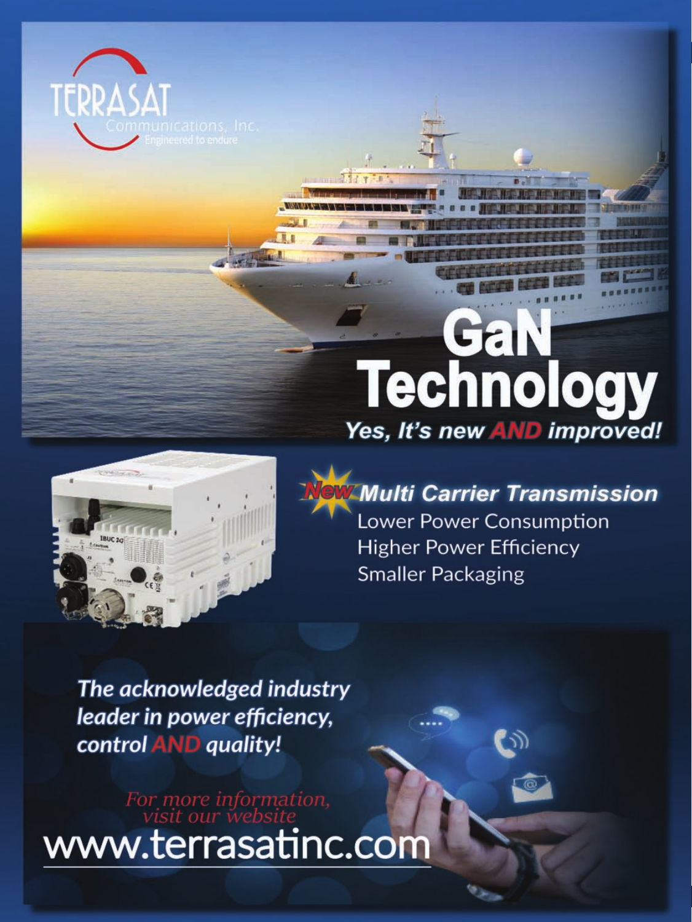TERRASAT

Communications, Inc.

Engineered to endure

# GaN Technology

***Yes, It's new AND improved!***

***New Multi Carrier Transmission***

Lower Power Consumption

Higher Power Efficiency

Smaller Packaging

***The acknowledged industry leader in power efficiency, control AND quality!***

*For more information, visit our website*

www.terrasatinc.com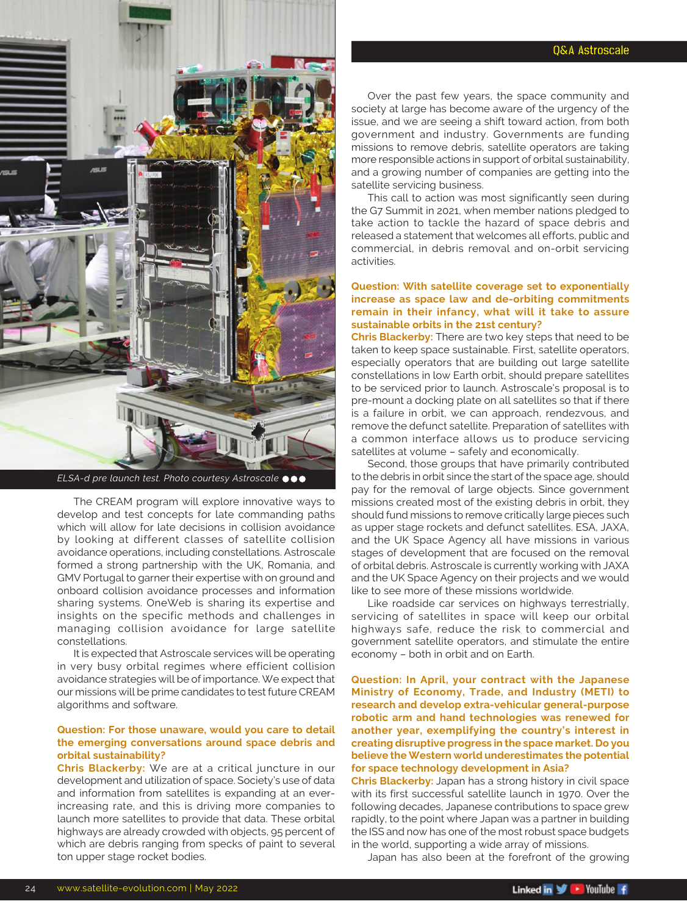ELSA-d pre launch test. Photo courtesy Astroscale

The CREAM program will explore innovative ways to develop and test concepts for late commanding paths which will allow for late decisions in collision avoidance by looking at different classes of satellite collision avoidance operations, including constellations. Astroscale formed a strong partnership with the UK, Romania, and GMV Portugal to garner their expertise with on ground and onboard collision avoidance processes and information sharing systems. OneWeb is sharing its expertise and insights on the specific methods and challenges in managing collision avoidance for large satellite constellations.

It is expected that Astroscale services will be operating in very busy orbital regimes where efficient collision avoidance strategies will be of importance. We expect that our missions will be prime candidates to test future CREAM algorithms and software.

**Question: For those unaware, would you care to detail the emerging conversations around space debris and orbital sustainability?**

**Chris Blackerby:** We are at a critical juncture in our development and utilization of space. Society's use of data and information from satellites is expanding at an ever-increasing rate, and this is driving more companies to launch more satellites to provide that data. These orbital highways are already crowded with objects, 95 percent of which are debris ranging from specks of paint to several ton upper stage rocket bodies.

Over the past few years, the space community and society at large has become aware of the urgency of the issue, and we are seeing a shift toward action, from both government and industry. Governments are funding missions to remove debris, satellite operators are taking more responsible actions in support of orbital sustainability, and a growing number of companies are getting into the satellite servicing business.

This call to action was most significantly seen during the G7 Summit in 2021, when member nations pledged to take action to tackle the hazard of space debris and released a statement that welcomes all efforts, public and commercial, in debris removal and on-orbit servicing activities.

**Question: With satellite coverage set to exponentially increase as space law and de-orbiting commitments remain in their infancy, what will it take to assure sustainable orbits in the 21st century?**

**Chris Blackerby:** There are two key steps that need to be taken to keep space sustainable. First, satellite operators, especially operators that are building out large satellite constellations in low Earth orbit, should prepare satellites to be serviced prior to launch. Astroscale's proposal is to pre-mount a docking plate on all satellites so that if there is a failure in orbit, we can approach, rendezvous, and remove the defunct satellite. Preparation of satellites with a common interface allows us to produce servicing satellites at volume – safely and economically.

Second, those groups that have primarily contributed to the debris in orbit since the start of the space age, should pay for the removal of large objects. Since government missions created most of the existing debris in orbit, they should fund missions to remove critically large pieces such as upper stage rockets and defunct satellites. ESA, JAXA, and the UK Space Agency all have missions in various stages of development that are focused on the removal of orbital debris. Astroscale is currently working with JAXA and the UK Space Agency on their projects and we would like to see more of these missions worldwide.

Like roadside car services on highways terrestrially, servicing of satellites in space will keep our orbital highways safe, reduce the risk to commercial and government satellite operators, and stimulate the entire economy – both in orbit and on Earth.

**Question: In April, your contract with the Japanese Ministry of Economy, Trade, and Industry (METI) to research and develop extra-vehicular general-purpose robotic arm and hand technologies was renewed for another year, exemplifying the country's interest in creating disruptive progress in the space market. Do you believe the Western world underestimates the potential for space technology development in Asia?**

**Chris Blackerby:** Japan has a strong history in civil space with its first successful satellite launch in 1970. Over the following decades, Japanese contributions to space grew rapidly, to the point where Japan was a partner in building the ISS and now has one of the most robust space budgets in the world, supporting a wide array of missions.

Japan has also been at the forefront of the growing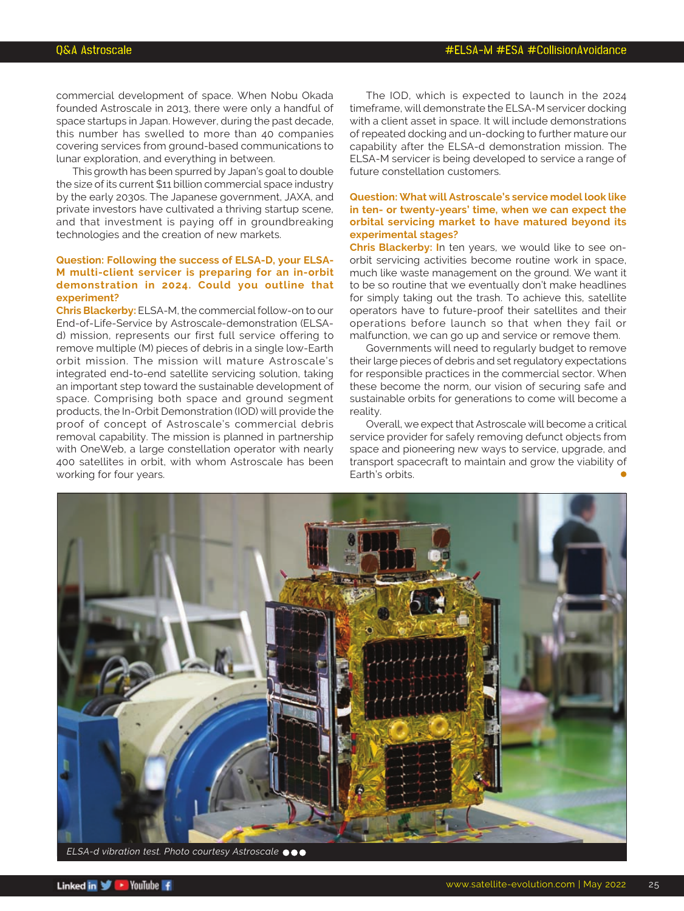commercial development of space. When Nobu Okada founded Astroscale in 2013, there were only a handful of space startups in Japan. However, during the past decade, this number has swelled to more than 40 companies covering services from ground-based communications to lunar exploration, and everything in between.

This growth has been spurred by Japan's goal to double the size of its current $11 billion commercial space industry by the early 2030s. The Japanese government, JAXA, and private investors have cultivated a thriving startup scene, and that investment is paying off in groundbreaking technologies and the creation of new markets.

**Question: Following the success of ELSA-D, your ELSA-M multi-client servicer is preparing for an in-orbit demonstration in 2024. Could you outline that experiment?**

**Chris Blackerby:** ELSA-M, the commercial follow-on to our End-of-Life-Service by Astroscale-demonstration (ELSA-d) mission, represents our first full service offering to remove multiple (M) pieces of debris in a single low-Earth orbit mission. The mission will mature Astroscale's integrated end-to-end satellite servicing solution, taking an important step toward the sustainable development of space. Comprising both space and ground segment products, the In-Orbit Demonstration (IOD) will provide the proof of concept of Astroscale's commercial debris removal capability. The mission is planned in partnership with OneWeb, a large constellation operator with nearly 400 satellites in orbit, with whom Astroscale has been working for four years.

The IOD, which is expected to launch in the 2024 timeframe, will demonstrate the ELSA-M servicer docking with a client asset in space. It will include demonstrations of repeated docking and un-docking to further mature our capability after the ELSA-d demonstration mission. The ELSA-M servicer is being developed to service a range of future constellation customers.

**Question: What will Astroscale's service model look like in ten- or twenty-years' time, when we can expect the orbital servicing market to have matured beyond its experimental stages?**

**Chris Blackerby:** In ten years, we would like to see on-orbit servicing activities become routine work in space, much like waste management on the ground. We want it to be so routine that we eventually don't make headlines for simply taking out the trash. To achieve this, satellite operators have to future-proof their satellites and their operations before launch so that when they fail or malfunction, we can go up and service or remove them.

Governments will need to regularly budget to remove their large pieces of debris and set regulatory expectations for responsible practices in the commercial sector. When these become the norm, our vision of securing safe and sustainable orbits for generations to come will become a reality.

Overall, we expect that Astroscale will become a critical service provider for safely removing defunct objects from space and pioneering new ways to service, upgrade, and transport spacecraft to maintain and grow the viability of Earth's orbits.

*ELSA-d vibration test. Photo courtesy Astroscale*